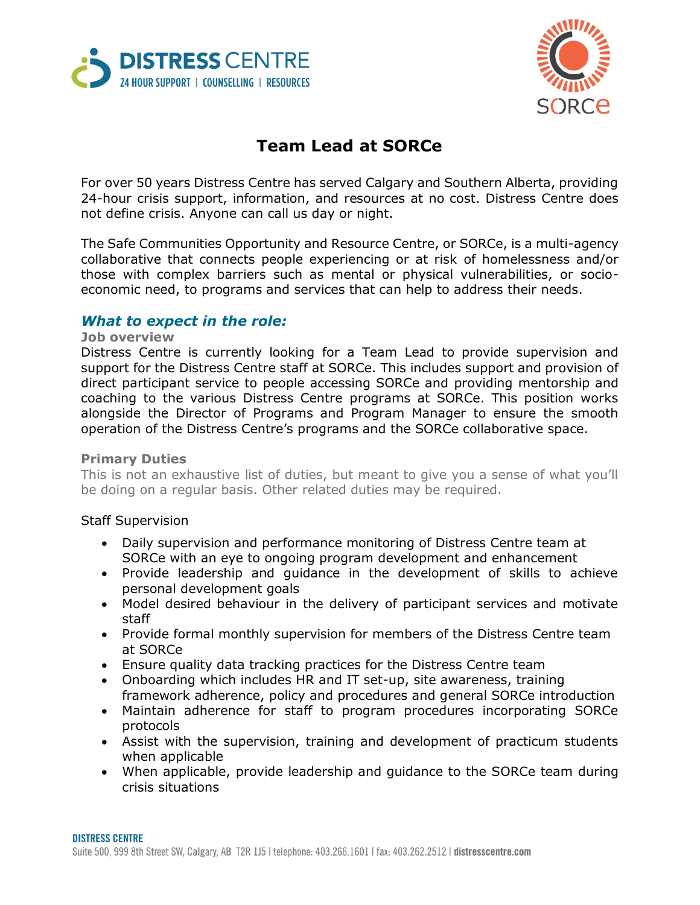# Team Lead at SORCe

For over 50 years Distress Centre has served Calgary and Southern Alberta, providing 24-hour crisis support, information, and resources at no cost. Distress Centre does not define crisis. Anyone can call us day or night.

The Safe Communities Opportunity and Resource Centre, or SORCe, is a multi-agency collaborative that connects people experiencing or at risk of homelessness and/or those with complex barriers such as mental or physical vulnerabilities, or socio-economic need, to programs and services that can help to address their needs.

## *What to expect in the role:*

### Job overview

Distress Centre is currently looking for a Team Lead to provide supervision and support for the Distress Centre staff at SORCe. This includes support and provision of direct participant service to people accessing SORCe and providing mentorship and coaching to the various Distress Centre programs at SORCe. This position works alongside the Director of Programs and Program Manager to ensure the smooth operation of the Distress Centre's programs and the SORCe collaborative space.

### Primary Duties

This is not an exhaustive list of duties, but meant to give you a sense of what you'll be doing on a regular basis. Other related duties may be required.

Staff Supervision

- Daily supervision and performance monitoring of Distress Centre team at SORCe with an eye to ongoing program development and enhancement
- Provide leadership and guidance in the development of skills to achieve personal development goals
- Model desired behaviour in the delivery of participant services and motivate staff
- Provide formal monthly supervision for members of the Distress Centre team at SORCe
- Ensure quality data tracking practices for the Distress Centre team
- Onboarding which includes HR and IT set-up, site awareness, training framework adherence, policy and procedures and general SORCe introduction
- Maintain adherence for staff to program procedures incorporating SORCe protocols
- Assist with the supervision, training and development of practicum students when applicable
- When applicable, provide leadership and guidance to the SORCe team during crisis situations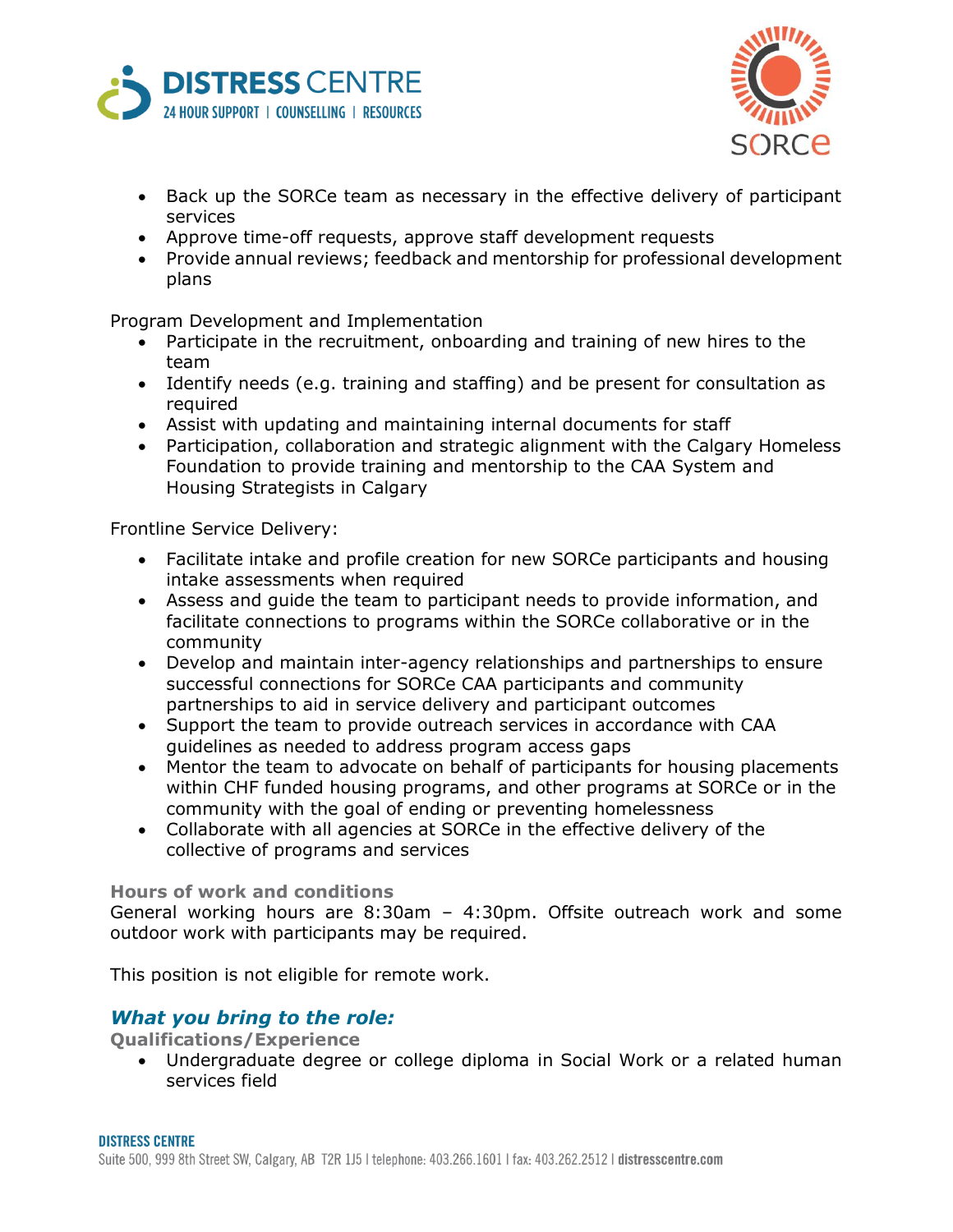- Back up the SORCe team as necessary in the effective delivery of participant services
- Approve time-off requests, approve staff development requests
- Provide annual reviews; feedback and mentorship for professional development plans

Program Development and Implementation

- Participate in the recruitment, onboarding and training of new hires to the team
- Identify needs (e.g. training and staffing) and be present for consultation as required
- Assist with updating and maintaining internal documents for staff
- Participation, collaboration and strategic alignment with the Calgary Homeless Foundation to provide training and mentorship to the CAA System and Housing Strategists in Calgary

Frontline Service Delivery:

- Facilitate intake and profile creation for new SORCe participants and housing intake assessments when required
- Assess and guide the team to participant needs to provide information, and facilitate connections to programs within the SORCe collaborative or in the community
- Develop and maintain inter-agency relationships and partnerships to ensure successful connections for SORCe CAA participants and community partnerships to aid in service delivery and participant outcomes
- Support the team to provide outreach services in accordance with CAA guidelines as needed to address program access gaps
- Mentor the team to advocate on behalf of participants for housing placements within CHF funded housing programs, and other programs at SORCe or in the community with the goal of ending or preventing homelessness
- Collaborate with all agencies at SORCe in the effective delivery of the collective of programs and services

**Hours of work and conditions**

General working hours are 8:30am – 4:30pm. Offsite outreach work and some outdoor work with participants may be required.

This position is not eligible for remote work.

## *What you bring to the role:*

**Qualifications/Experience**

- Undergraduate degree or college diploma in Social Work or a related human services field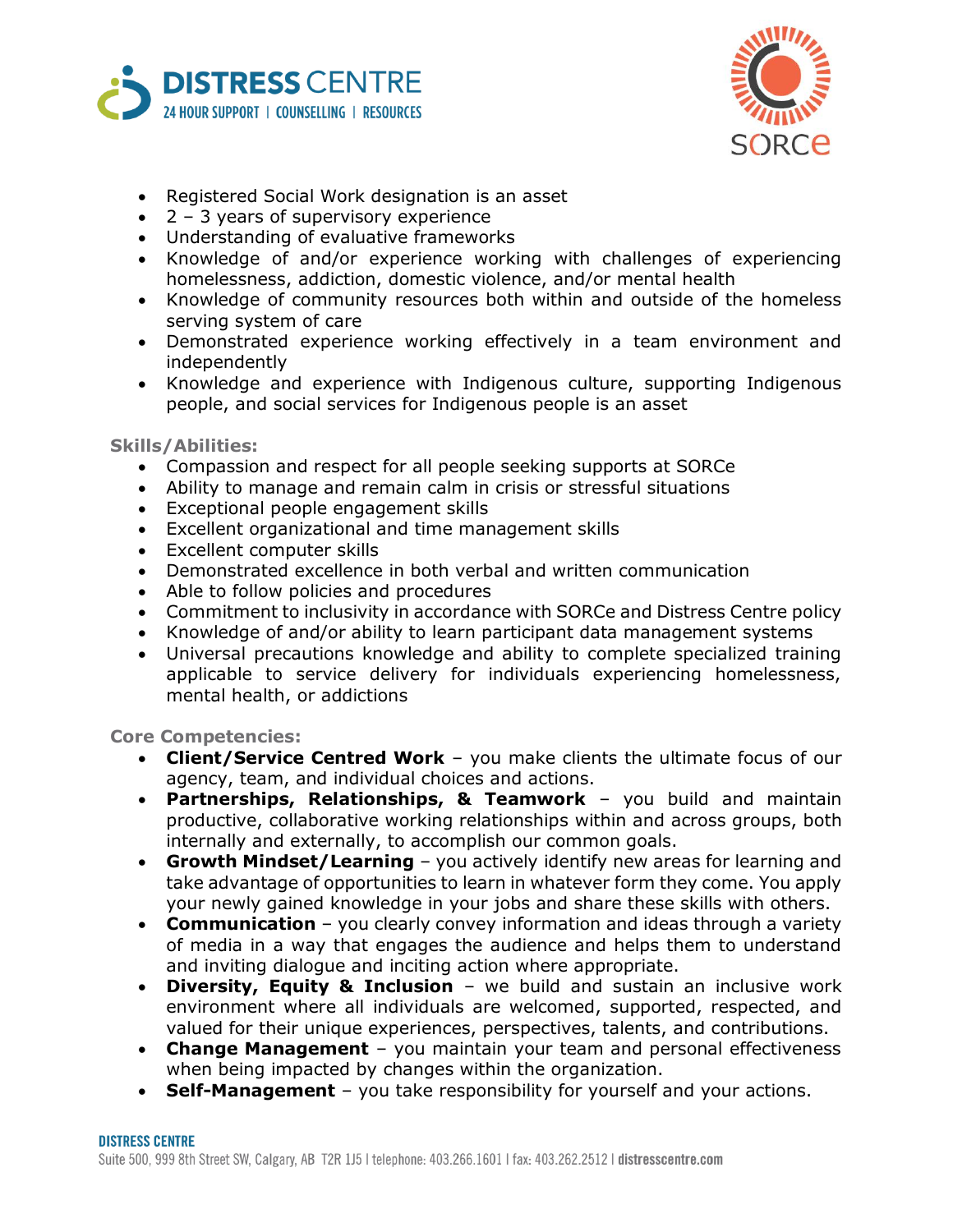- Registered Social Work designation is an asset
- 2 – 3 years of supervisory experience
- Understanding of evaluative frameworks
- Knowledge of and/or experience working with challenges of experiencing homelessness, addiction, domestic violence, and/or mental health
- Knowledge of community resources both within and outside of the homeless serving system of care
- Demonstrated experience working effectively in a team environment and independently
- Knowledge and experience with Indigenous culture, supporting Indigenous people, and social services for Indigenous people is an asset

**Skills/Abilities:**

- Compassion and respect for all people seeking supports at SORCe
- Ability to manage and remain calm in crisis or stressful situations
- Exceptional people engagement skills
- Excellent organizational and time management skills
- Excellent computer skills
- Demonstrated excellence in both verbal and written communication
- Able to follow policies and procedures
- Commitment to inclusivity in accordance with SORCe and Distress Centre policy
- Knowledge of and/or ability to learn participant data management systems
- Universal precautions knowledge and ability to complete specialized training applicable to service delivery for individuals experiencing homelessness, mental health, or addictions

**Core Competencies:**

- **Client/Service Centred Work** – you make clients the ultimate focus of our agency, team, and individual choices and actions.
- **Partnerships, Relationships, & Teamwork** – you build and maintain productive, collaborative working relationships within and across groups, both internally and externally, to accomplish our common goals.
- **Growth Mindset/Learning** – you actively identify new areas for learning and take advantage of opportunities to learn in whatever form they come. You apply your newly gained knowledge in your jobs and share these skills with others.
- **Communication** – you clearly convey information and ideas through a variety of media in a way that engages the audience and helps them to understand and inviting dialogue and inciting action where appropriate.
- **Diversity, Equity & Inclusion** – we build and sustain an inclusive work environment where all individuals are welcomed, supported, respected, and valued for their unique experiences, perspectives, talents, and contributions.
- **Change Management** – you maintain your team and personal effectiveness when being impacted by changes within the organization.
- **Self-Management** – you take responsibility for yourself and your actions.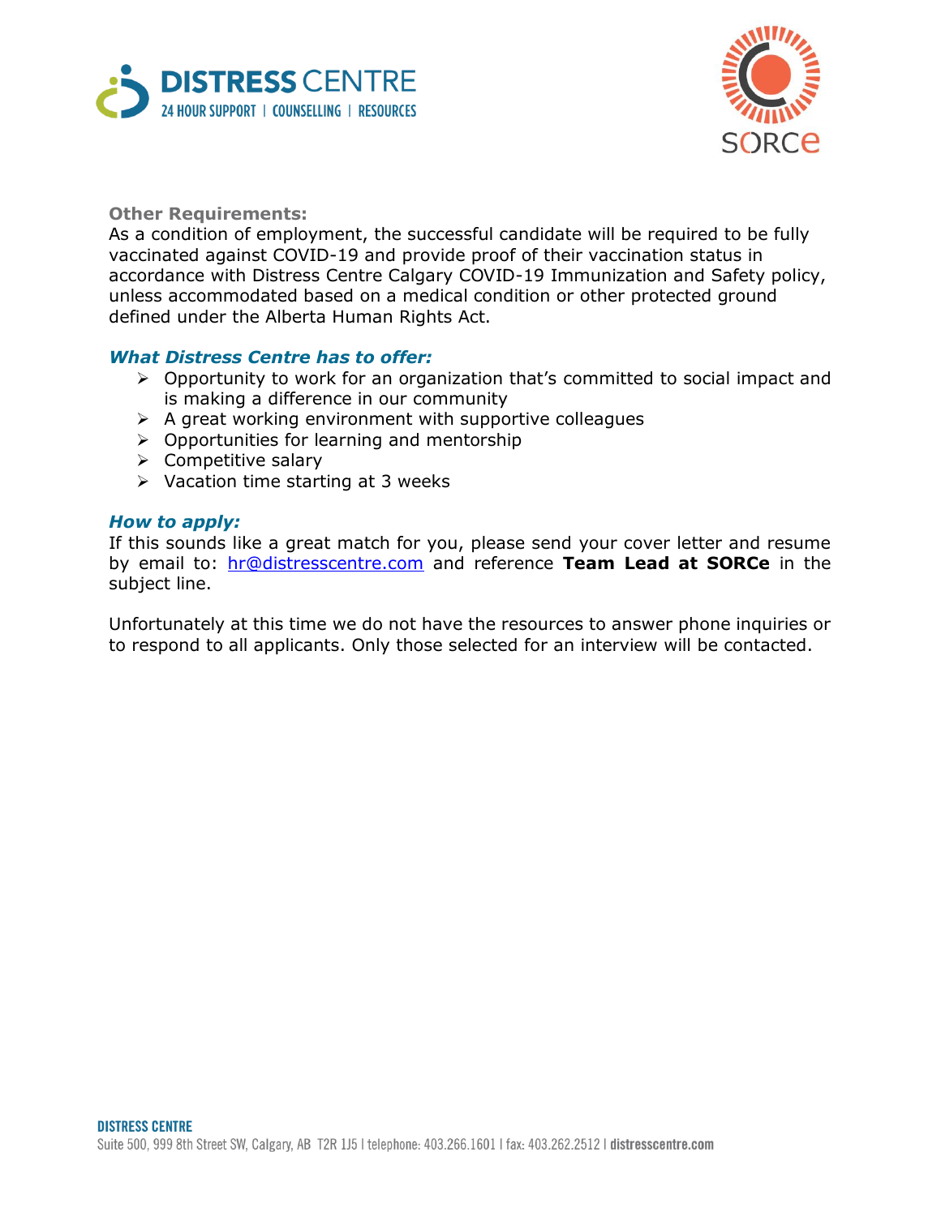**Other Requirements:**
As a condition of employment, the successful candidate will be required to be fully vaccinated against COVID-19 and provide proof of their vaccination status in accordance with Distress Centre Calgary COVID-19 Immunization and Safety policy, unless accommodated based on a medical condition or other protected ground defined under the Alberta Human Rights Act.

***What Distress Centre has to offer:***

- Opportunity to work for an organization that's committed to social impact and is making a difference in our community
- A great working environment with supportive colleagues
- Opportunities for learning and mentorship
- Competitive salary
- Vacation time starting at 3 weeks

***How to apply:***
If this sounds like a great match for you, please send your cover letter and resume by email to: hr@distresscentre.com and reference **Team Lead at SORCe** in the subject line.

Unfortunately at this time we do not have the resources to answer phone inquiries or to respond to all applicants. Only those selected for an interview will be contacted.